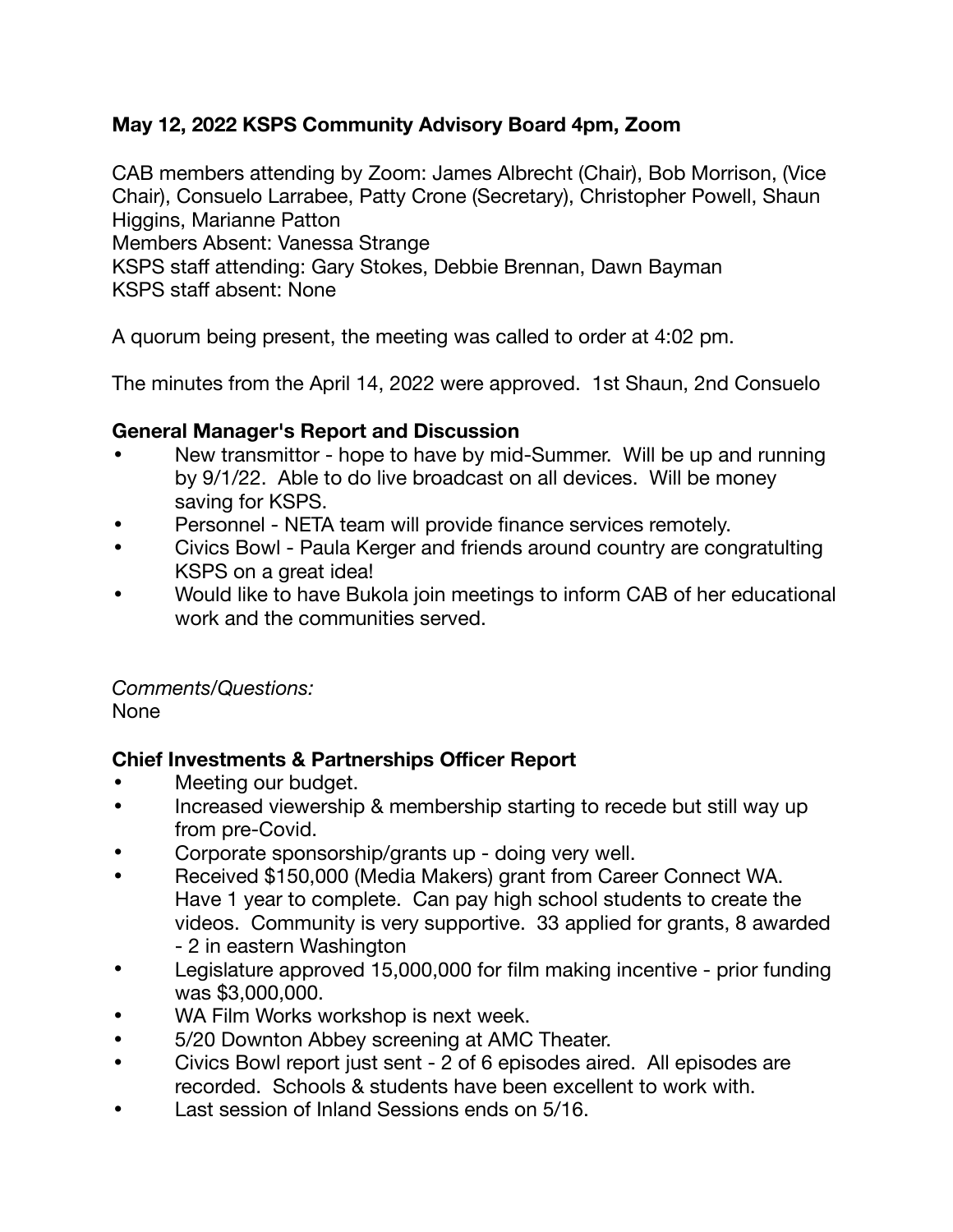**May 12, 2022 KSPS Community Advisory Board 4pm, Zoom**

CAB members attending by Zoom: James Albrecht (Chair), Bob Morrison, (Vice Chair), Consuelo Larrabee, Patty Crone (Secretary), Christopher Powell, Shaun Higgins, Marianne Patton
Members Absent: Vanessa Strange
KSPS staff attending: Gary Stokes, Debbie Brennan, Dawn Bayman
KSPS staff absent: None

A quorum being present, the meeting was called to order at 4:02 pm.

The minutes from the April 14, 2022 were approved. 1st Shaun, 2nd Consuelo

**General Manager's Report and Discussion**

- New transmittor - hope to have by mid-Summer. Will be up and running by 9/1/22. Able to do live broadcast on all devices. Will be money saving for KSPS.
- Personnel - NETA team will provide finance services remotely.
- Civics Bowl - Paula Kerger and friends around country are congratulting KSPS on a great idea!
- Would like to have Bukola join meetings to inform CAB of her educational work and the communities served.

*Comments/Questions:*
None

**Chief Investments & Partnerships Officer Report**

- Meeting our budget.
- Increased viewership & membership starting to recede but still way up from pre-Covid.
- Corporate sponsorship/grants up - doing very well.
- Received $150,000 (Media Makers) grant from Career Connect WA. Have 1 year to complete. Can pay high school students to create the videos. Community is very supportive. 33 applied for grants, 8 awarded - 2 in eastern Washington
- Legislature approved 15,000,000 for film making incentive - prior funding was $3,000,000.
- WA Film Works workshop is next week.
- 5/20 Downton Abbey screening at AMC Theater.
- Civics Bowl report just sent - 2 of 6 episodes aired. All episodes are recorded. Schools & students have been excellent to work with.
- Last session of Inland Sessions ends on 5/16.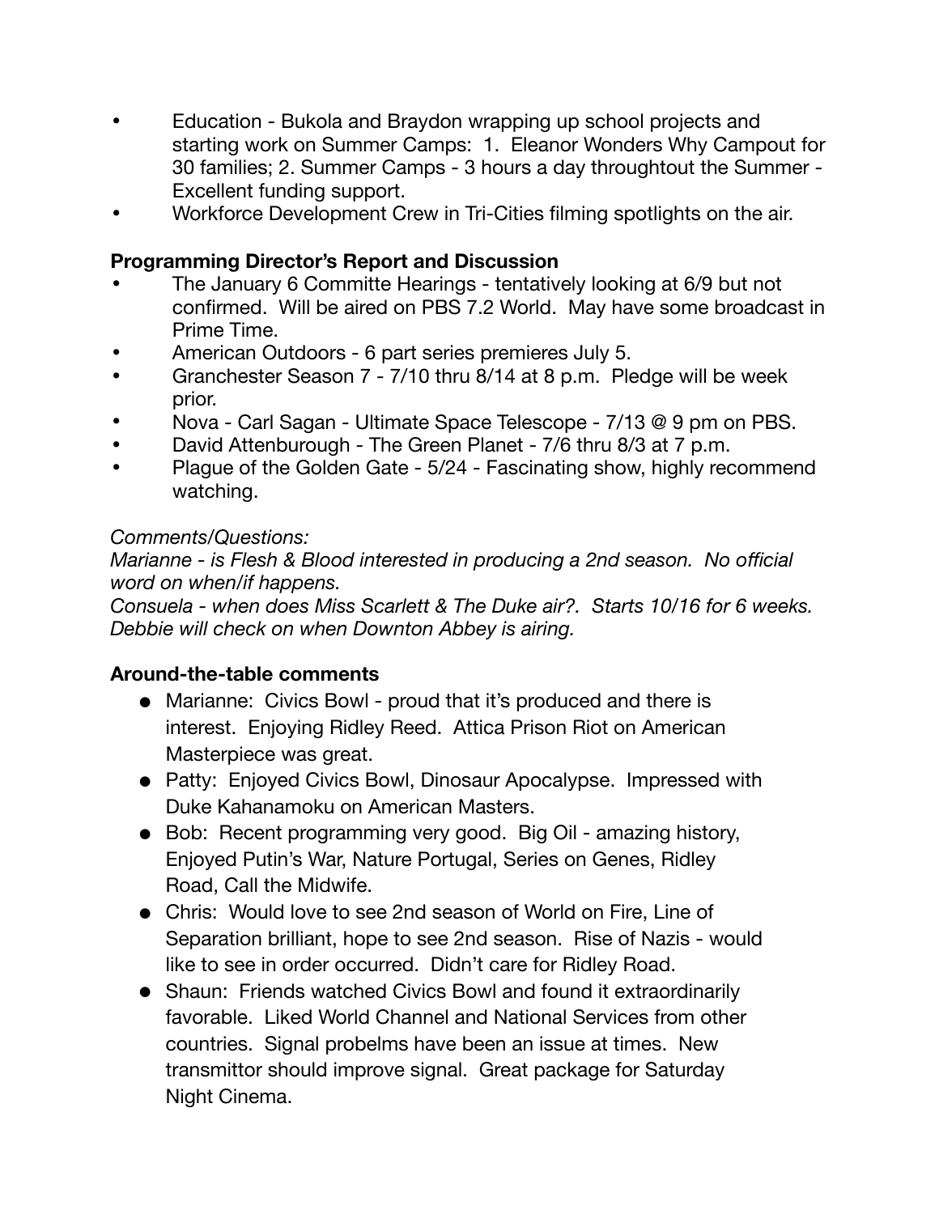- Education - Bukola and Braydon wrapping up school projects and starting work on Summer Camps: 1. Eleanor Wonders Why Campout for 30 families; 2. Summer Camps - 3 hours a day throughtout the Summer - Excellent funding support.
- Workforce Development Crew in Tri-Cities filming spotlights on the air.

**Programming Director's Report and Discussion**

- The January 6 Committe Hearings - tentatively looking at 6/9 but not confirmed. Will be aired on PBS 7.2 World. May have some broadcast in Prime Time.
- American Outdoors - 6 part series premieres July 5.
- Granchester Season 7 - 7/10 thru 8/14 at 8 p.m. Pledge will be week prior.
- Nova - Carl Sagan - Ultimate Space Telescope - 7/13 @ 9 pm on PBS.
- David Attenburough - The Green Planet - 7/6 thru 8/3 at 7 p.m.
- Plague of the Golden Gate - 5/24 - Fascinating show, highly recommend watching.

*Comments/Questions:*
*Marianne - is Flesh & Blood interested in producing a 2nd season. No official word on when/if happens.*
*Consuela - when does Miss Scarlett & The Duke air?. Starts 10/16 for 6 weeks.*
*Debbie will check on when Downton Abbey is airing.*

**Around-the-table comments**

- Marianne: Civics Bowl - proud that it's produced and there is interest. Enjoying Ridley Reed. Attica Prison Riot on American Masterpiece was great.
- Patty: Enjoyed Civics Bowl, Dinosaur Apocalypse. Impressed with Duke Kahanamoku on American Masters.
- Bob: Recent programming very good. Big Oil - amazing history, Enjoyed Putin's War, Nature Portugal, Series on Genes, Ridley Road, Call the Midwife.
- Chris: Would love to see 2nd season of World on Fire, Line of Separation brilliant, hope to see 2nd season. Rise of Nazis - would like to see in order occurred. Didn't care for Ridley Road.
- Shaun: Friends watched Civics Bowl and found it extraordinarily favorable. Liked World Channel and National Services from other countries. Signal probelms have been an issue at times. New transmittor should improve signal. Great package for Saturday Night Cinema.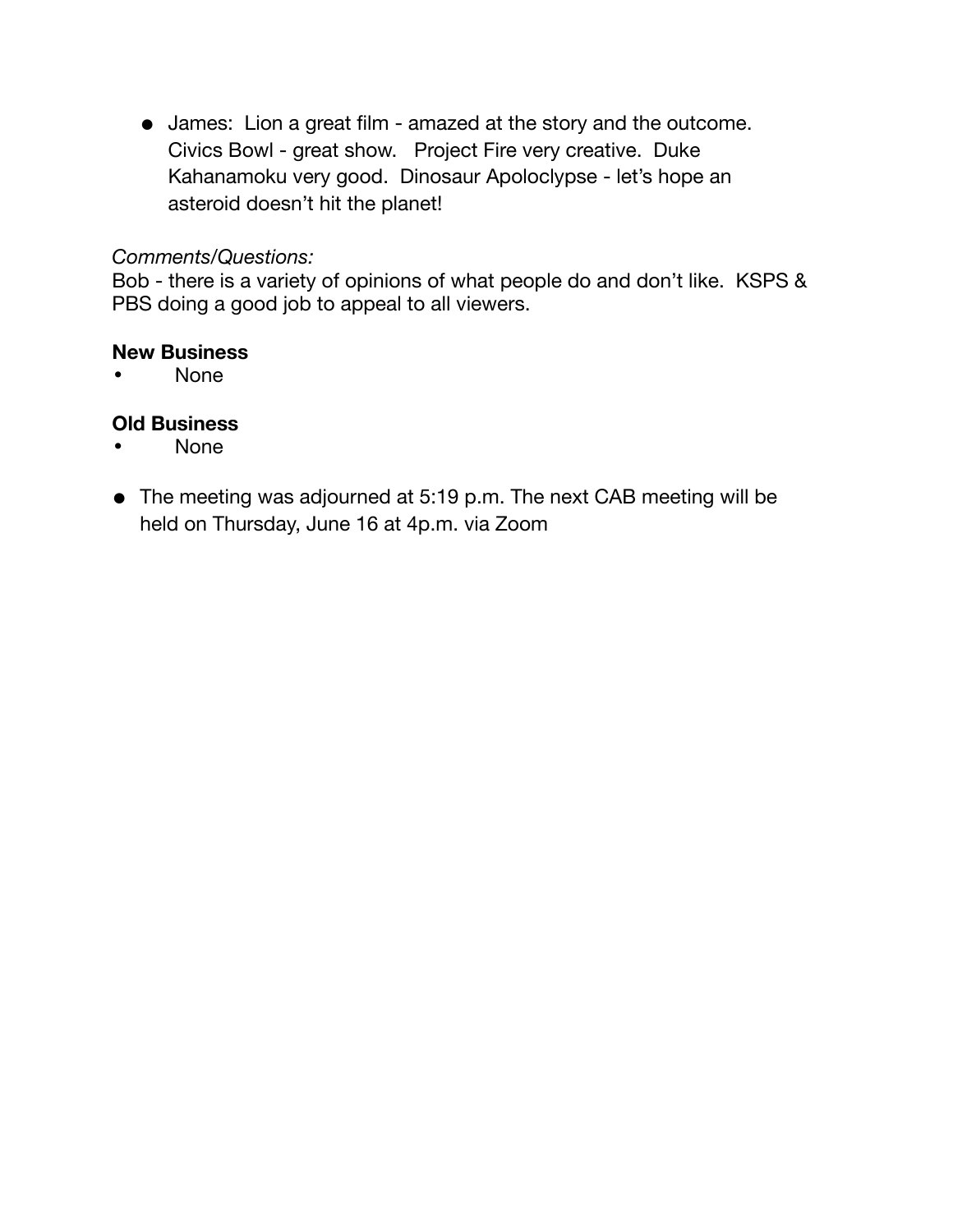- James: Lion a great film - amazed at the story and the outcome. Civics Bowl - great show. Project Fire very creative. Duke Kahanamoku very good. Dinosaur Apoloclypse - let's hope an asteroid doesn't hit the planet!

*Comments/Questions:*

Bob - there is a variety of opinions of what people do and don't like. KSPS & PBS doing a good job to appeal to all viewers.

**New Business**

- None

**Old Business**

- None

- The meeting was adjourned at 5:19 p.m. The next CAB meeting will be held on Thursday, June 16 at 4p.m. via Zoom